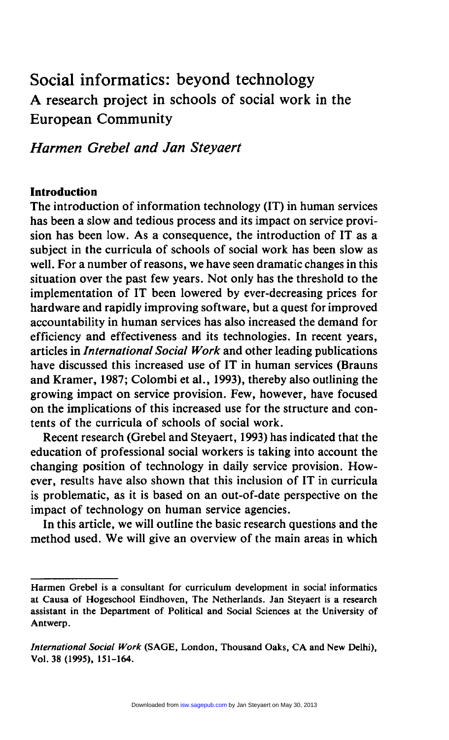# Social informatics: beyond technology
## A research project in schools of social work in the European Community

*Harmen Grebel and Jan Steyaert*

### Introduction

The introduction of information technology (IT) in human services has been a slow and tedious process and its impact on service provision has been low. As a consequence, the introduction of IT as a subject in the curricula of schools of social work has been slow as well. For a number of reasons, we have seen dramatic changes in this situation over the past few years. Not only has the threshold to the implementation of IT been lowered by ever-decreasing prices for hardware and rapidly improving software, but a quest for improved accountability in human services has also increased the demand for efficiency and effectiveness and its technologies. In recent years, articles in *International Social Work* and other leading publications have discussed this increased use of IT in human services (Brauns and Kramer, 1987; Colombi et al., 1993), thereby also outlining the growing impact on service provision. Few, however, have focused on the implications of this increased use for the structure and contents of the curricula of schools of social work.

Recent research (Grebel and Steyaert, 1993) has indicated that the education of professional social workers is taking into account the changing position of technology in daily service provision. However, results have also shown that this inclusion of IT in curricula is problematic, as it is based on an out-of-date perspective on the impact of technology on human service agencies.

In this article, we will outline the basic research questions and the method used. We will give an overview of the main areas in which

---

Harmen Grebel is a consultant for curriculum development in social informatics at Causa of Hogeschool Eindhoven, The Netherlands. Jan Steyaert is a research assistant in the Department of Political and Social Sciences at the University of Antwerp.

*International Social Work* (SAGE, London, Thousand Oaks, CA and New Delhi), Vol. 38 (1995), 151–164.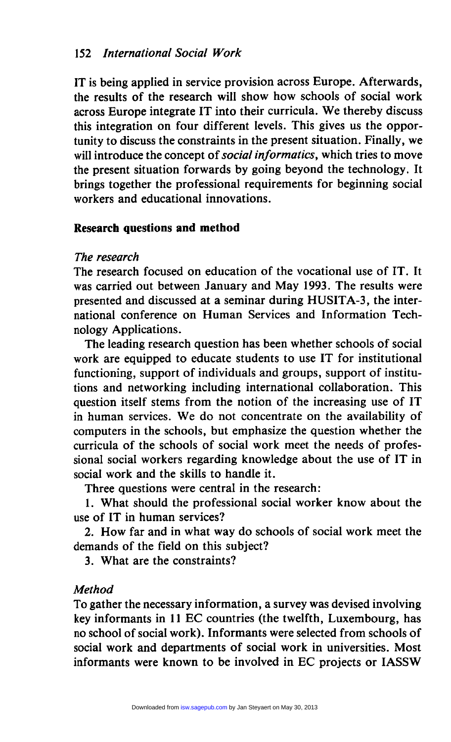IT is being applied in service provision across Europe. Afterwards, the results of the research will show how schools of social work across Europe integrate IT into their curricula. We thereby discuss this integration on four different levels. This gives us the opportunity to discuss the constraints in the present situation. Finally, we will introduce the concept of *social informatics*, which tries to move the present situation forwards by going beyond the technology. It brings together the professional requirements for beginning social workers and educational innovations.

## Research questions and method

### *The research*

The research focused on education of the vocational use of IT. It was carried out between January and May 1993. The results were presented and discussed at a seminar during HUSITA-3, the international conference on Human Services and Information Technology Applications.

The leading research question has been whether schools of social work are equipped to educate students to use IT for institutional functioning, support of individuals and groups, support of institutions and networking including international collaboration. This question itself stems from the notion of the increasing use of IT in human services. We do not concentrate on the availability of computers in the schools, but emphasize the question whether the curricula of the schools of social work meet the needs of professional social workers regarding knowledge about the use of IT in social work and the skills to handle it.

Three questions were central in the research:

1. What should the professional social worker know about the use of IT in human services?

2. How far and in what way do schools of social work meet the demands of the field on this subject?

3. What are the constraints?

### *Method*

To gather the necessary information, a survey was devised involving key informants in 11 EC countries (the twelfth, Luxembourg, has no school of social work). Informants were selected from schools of social work and departments of social work in universities. Most informants were known to be involved in EC projects or IASSW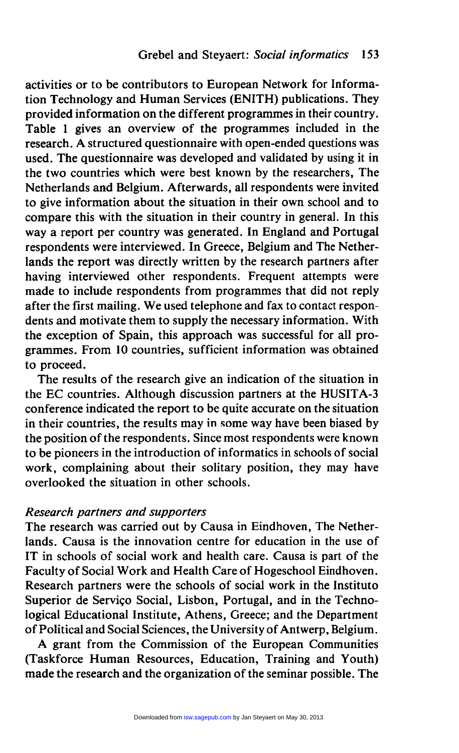activities or to be contributors to European Network for Information Technology and Human Services (ENITH) publications. They provided information on the different programmes in their country. Table 1 gives an overview of the programmes included in the research. A structured questionnaire with open-ended questions was used. The questionnaire was developed and validated by using it in the two countries which were best known by the researchers, The Netherlands and Belgium. Afterwards, all respondents were invited to give information about the situation in their own school and to compare this with the situation in their country in general. In this way a report per country was generated. In England and Portugal respondents were interviewed. In Greece, Belgium and The Netherlands the report was directly written by the research partners after having interviewed other respondents. Frequent attempts were made to include respondents from programmes that did not reply after the first mailing. We used telephone and fax to contact respondents and motivate them to supply the necessary information. With the exception of Spain, this approach was successful for all programmes. From 10 countries, sufficient information was obtained to proceed.

The results of the research give an indication of the situation in the EC countries. Although discussion partners at the HUSITA-3 conference indicated the report to be quite accurate on the situation in their countries, the results may in some way have been biased by the position of the respondents. Since most respondents were known to be pioneers in the introduction of informatics in schools of social work, complaining about their solitary position, they may have overlooked the situation in other schools.

### *Research partners and supporters*

The research was carried out by Causa in Eindhoven, The Netherlands. Causa is the innovation centre for education in the use of IT in schools of social work and health care. Causa is part of the Faculty of Social Work and Health Care of Hogeschool Eindhoven. Research partners were the schools of social work in the Instituto Superior de Serviço Social, Lisbon, Portugal, and in the Technological Educational Institute, Athens, Greece; and the Department of Political and Social Sciences, the University of Antwerp, Belgium.

A grant from the Commission of the European Communities (Taskforce Human Resources, Education, Training and Youth) made the research and the organization of the seminar possible. The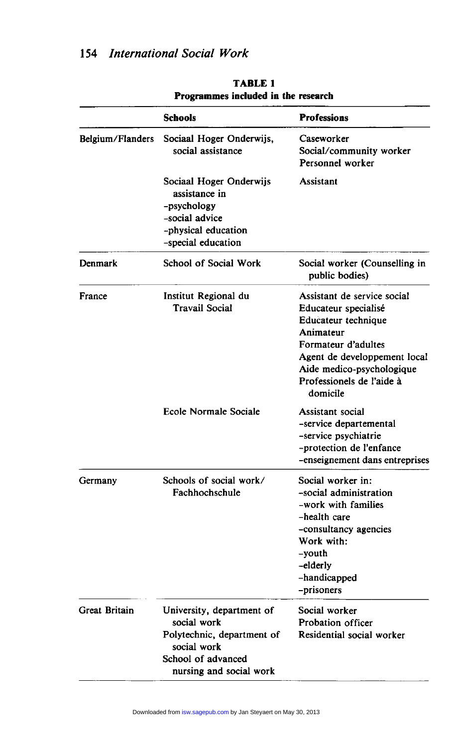**TABLE 1**
**Programmes included in the research**

| | **Schools** | **Professions** |
|---|---|---|
| Belgium/Flanders | Sociaal Hoger Onderwijs, social assistance | Caseworker<br>Social/community worker<br>Personnel worker |
| | Sociaal Hoger Onderwijs assistance in<br>-psychology<br>-social advice<br>-physical education<br>-special education | Assistant |
| Denmark | School of Social Work | Social worker (Counselling in public bodies) |
| France | Institut Regional du Travail Social | Assistant de service social<br>Educateur specialisé<br>Educateur technique<br>Animateur<br>Formateur d'adultes<br>Agent de developpement local<br>Aide medico-psychologique<br>Professionels de l'aide à domicile |
| | Ecole Normale Sociale | Assistant social<br>-service departemental<br>-service psychiatrie<br>-protection de l'enfance<br>-enseignement dans entreprises |
| Germany | Schools of social work/ Fachhochschule | Social worker in:<br>-social administration<br>-work with families<br>-health care<br>-consultancy agencies<br>Work with:<br>-youth<br>-elderly<br>-handicapped<br>-prisoners |
| Great Britain | University, department of social work<br>Polytechnic, department of social work<br>School of advanced nursing and social work | Social worker<br>Probation officer<br>Residential social worker |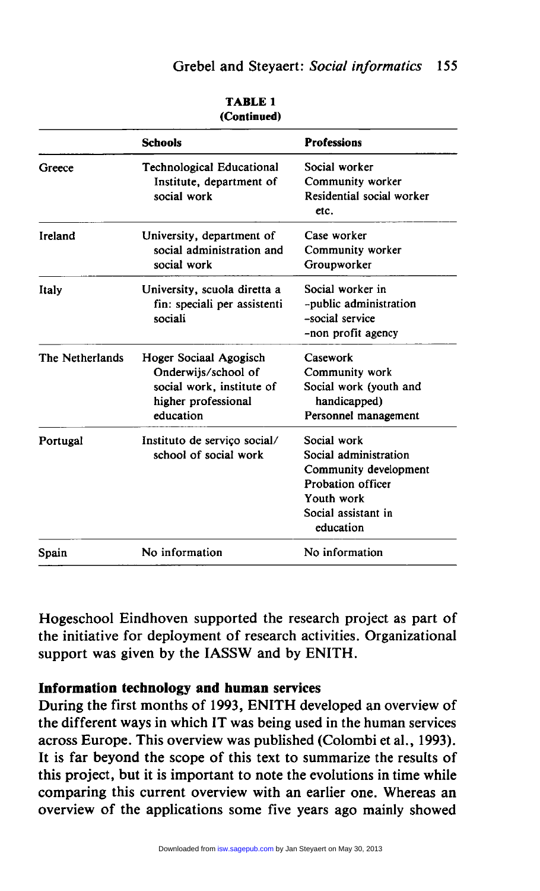**TABLE 1**
**(Continued)**

| | Schools | Professions |
|---|---|---|
| Greece | Technological Educational Institute, department of social work | Social worker<br>Community worker<br>Residential social worker etc. |
| Ireland | University, department of social administration and social work | Case worker<br>Community worker<br>Groupworker |
| Italy | University, scuola diretta a fin: speciali per assistenti sociali | Social worker in<br>-public administration<br>-social service<br>-non profit agency |
| The Netherlands | Hoger Sociaal Agogisch Onderwijs/school of social work, institute of higher professional education | Casework<br>Community work<br>Social work (youth and handicapped)<br>Personnel management |
| Portugal | Instituto de serviço social/ school of social work | Social work<br>Social administration<br>Community development<br>Probation officer<br>Youth work<br>Social assistant in education |
| Spain | No information | No information |

Hogeschool Eindhoven supported the research project as part of the initiative for deployment of research activities. Organizational support was given by the IASSW and by ENITH.

## Information technology and human services

During the first months of 1993, ENITH developed an overview of the different ways in which IT was being used in the human services across Europe. This overview was published (Colombi et al., 1993). It is far beyond the scope of this text to summarize the results of this project, but it is important to note the evolutions in time while comparing this current overview with an earlier one. Whereas an overview of the applications some five years ago mainly showed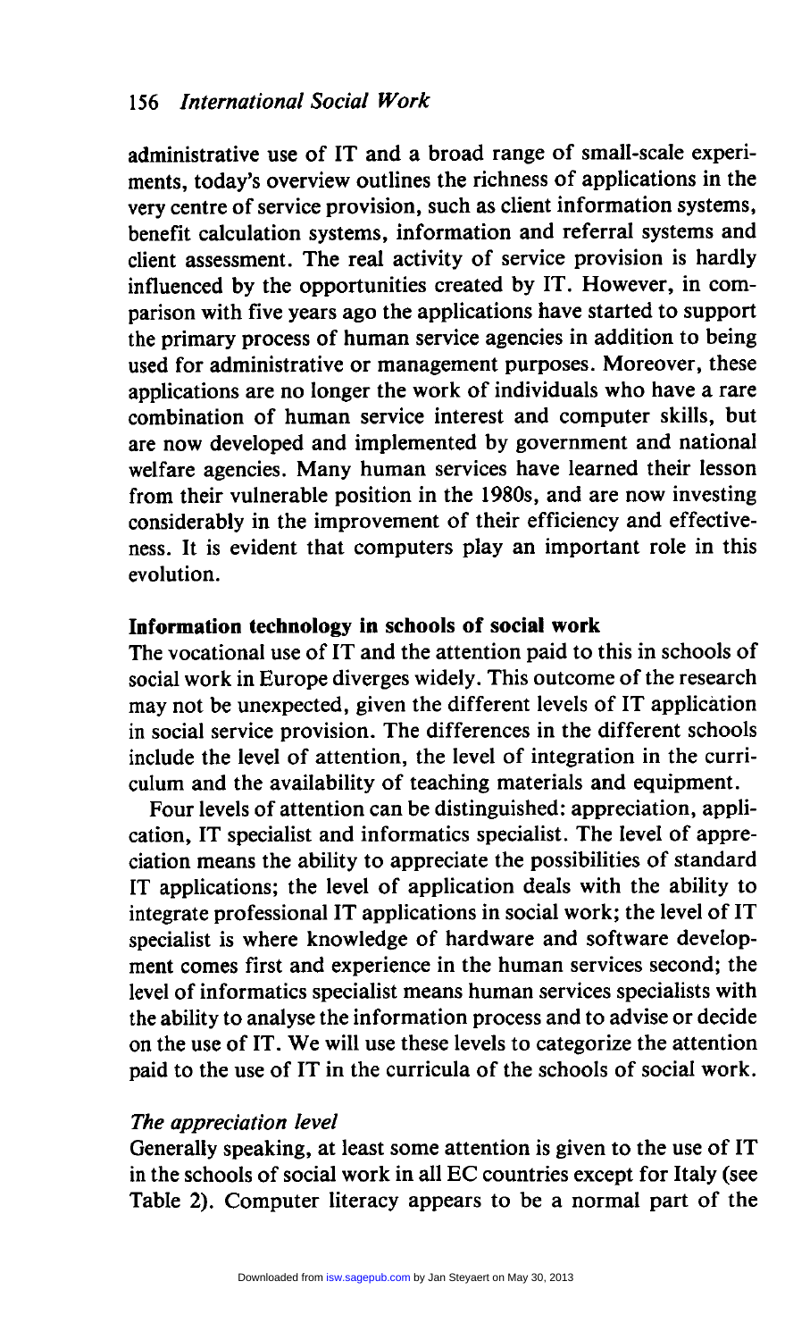administrative use of IT and a broad range of small-scale experiments, today's overview outlines the richness of applications in the very centre of service provision, such as client information systems, benefit calculation systems, information and referral systems and client assessment. The real activity of service provision is hardly influenced by the opportunities created by IT. However, in comparison with five years ago the applications have started to support the primary process of human service agencies in addition to being used for administrative or management purposes. Moreover, these applications are no longer the work of individuals who have a rare combination of human service interest and computer skills, but are now developed and implemented by government and national welfare agencies. Many human services have learned their lesson from their vulnerable position in the 1980s, and are now investing considerably in the improvement of their efficiency and effectiveness. It is evident that computers play an important role in this evolution.

## Information technology in schools of social work

The vocational use of IT and the attention paid to this in schools of social work in Europe diverges widely. This outcome of the research may not be unexpected, given the different levels of IT application in social service provision. The differences in the different schools include the level of attention, the level of integration in the curriculum and the availability of teaching materials and equipment.

Four levels of attention can be distinguished: appreciation, application, IT specialist and informatics specialist. The level of appreciation means the ability to appreciate the possibilities of standard IT applications; the level of application deals with the ability to integrate professional IT applications in social work; the level of IT specialist is where knowledge of hardware and software development comes first and experience in the human services second; the level of informatics specialist means human services specialists with the ability to analyse the information process and to advise or decide on the use of IT. We will use these levels to categorize the attention paid to the use of IT in the curricula of the schools of social work.

### *The appreciation level*

Generally speaking, at least some attention is given to the use of IT in the schools of social work in all EC countries except for Italy (see Table 2). Computer literacy appears to be a normal part of the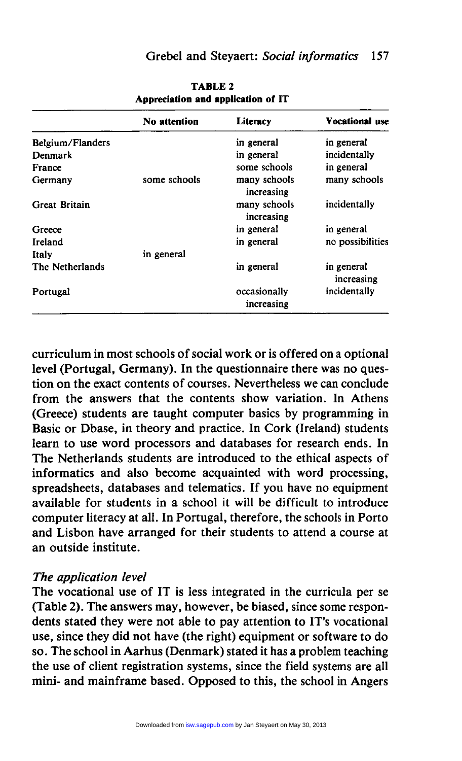**TABLE 2**
**Appreciation and application of IT**

| | No attention | Literacy | Vocational use |
|---|---|---|---|
| Belgium/Flanders | | in general | in general |
| Denmark | | in general | incidentally |
| France | | some schools | in general |
| Germany | some schools | many schools increasing | many schools |
| Great Britain | | many schools increasing | incidentally |
| Greece | | in general | in general |
| Ireland | | in general | no possibilities |
| Italy | in general | | |
| The Netherlands | | in general | in general increasing |
| Portugal | | occasionally increasing | incidentally |

curriculum in most schools of social work or is offered on a optional level (Portugal, Germany). In the questionnaire there was no question on the exact contents of courses. Nevertheless we can conclude from the answers that the contents show variation. In Athens (Greece) students are taught computer basics by programming in Basic or Dbase, in theory and practice. In Cork (Ireland) students learn to use word processors and databases for research ends. In The Netherlands students are introduced to the ethical aspects of informatics and also become acquainted with word processing, spreadsheets, databases and telematics. If you have no equipment available for students in a school it will be difficult to introduce computer literacy at all. In Portugal, therefore, the schools in Porto and Lisbon have arranged for their students to attend a course at an outside institute.

### *The application level*

The vocational use of IT is less integrated in the curricula per se (Table 2). The answers may, however, be biased, since some respondents stated they were not able to pay attention to IT's vocational use, since they did not have (the right) equipment or software to do so. The school in Aarhus (Denmark) stated it has a problem teaching the use of client registration systems, since the field systems are all mini- and mainframe based. Opposed to this, the school in Angers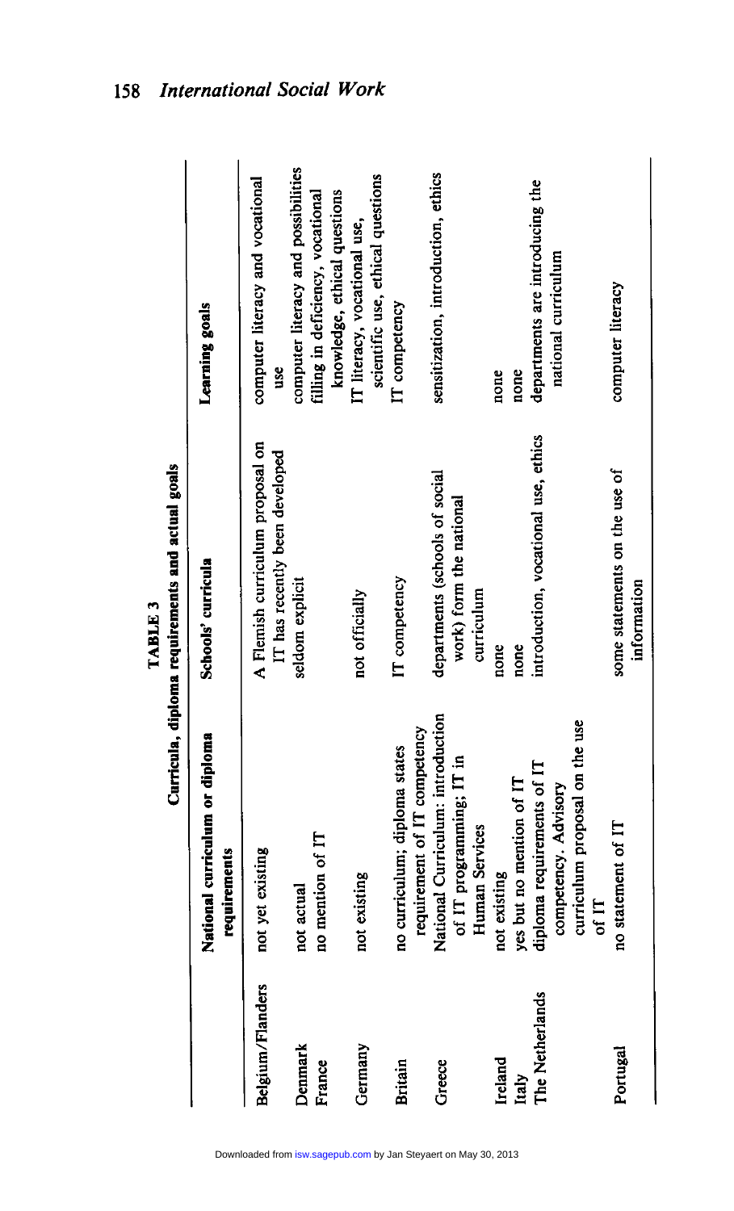**TABLE 3**

**Curricula, diploma requirements and actual goals**

| | National curriculum or diploma requirements | Schools' curricula | Learning goals |
|---|---|---|---|
| Belgium/Flanders | not yet existing | A Flemish curriculum proposal on IT has recently been developed | computer literacy and vocational use |
| Denmark | not actual | | computer literacy and possibilities |
| France | no mention of IT | seldom explicit | filling in deficiency, vocational knowledge, ethical questions |
| Germany | not existing | not officially | IT literacy, vocational use, scientific use, ethical questions |
| Britain | no curriculum; diploma states requirement of IT competency | IT competency | IT competency |
| Greece | National Curriculum: introduction of IT programming; IT in Human Services | departments (schools of social work) form the national curriculum | sensitization, introduction, ethics |
| Ireland | not existing | none | none |
| Italy | yes but no mention of IT | none | none |
| The Netherlands | diploma requirements of IT competency. Advisory curriculum proposal on the use of IT | introduction, vocational use, ethics | departments are introducing the national curriculum |
| Portugal | no statement of IT | some statements on the use of information | computer literacy |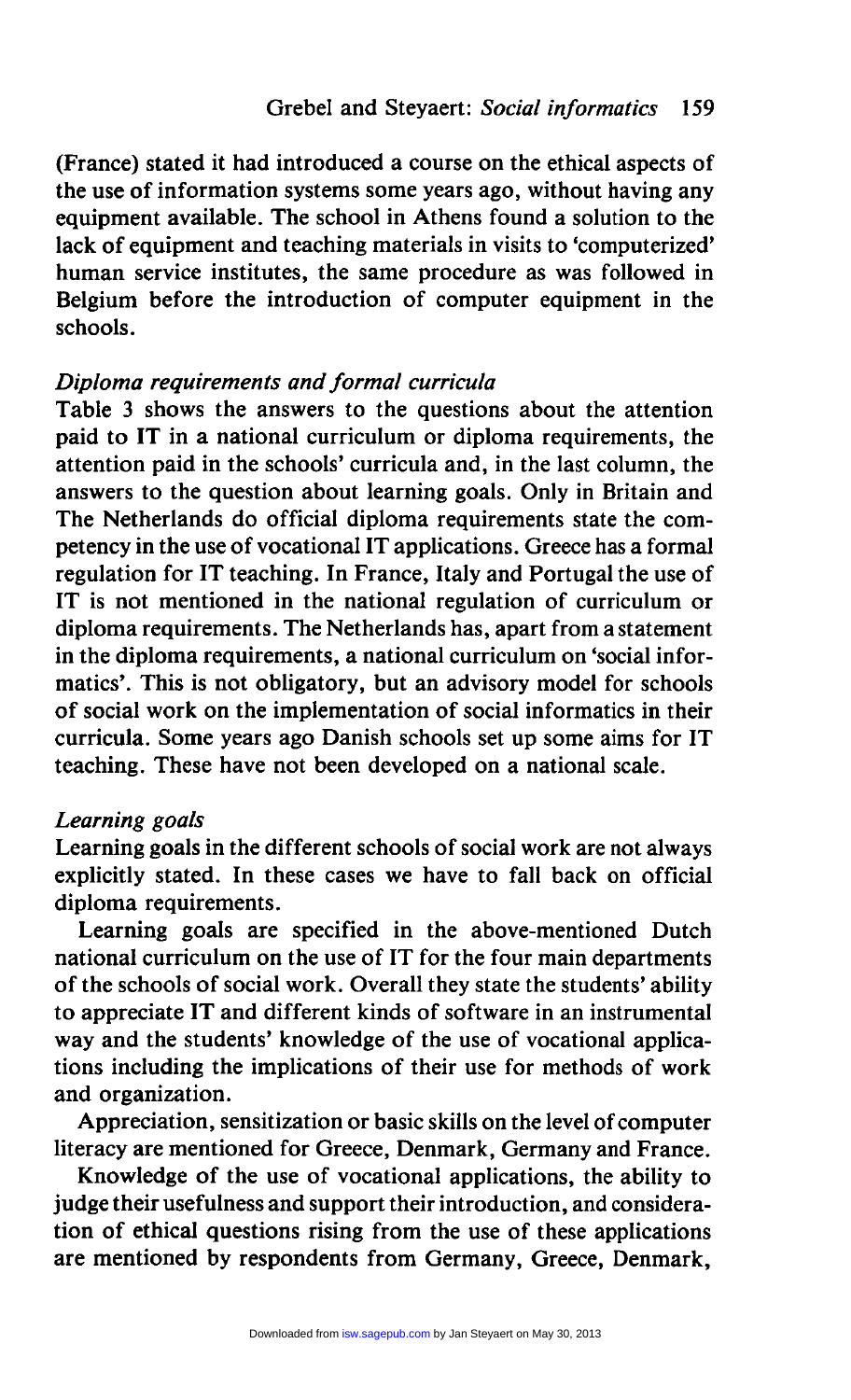(France) stated it had introduced a course on the ethical aspects of the use of information systems some years ago, without having any equipment available. The school in Athens found a solution to the lack of equipment and teaching materials in visits to 'computerized' human service institutes, the same procedure as was followed in Belgium before the introduction of computer equipment in the schools.

### *Diploma requirements and formal curricula*

Table 3 shows the answers to the questions about the attention paid to IT in a national curriculum or diploma requirements, the attention paid in the schools' curricula and, in the last column, the answers to the question about learning goals. Only in Britain and The Netherlands do official diploma requirements state the competency in the use of vocational IT applications. Greece has a formal regulation for IT teaching. In France, Italy and Portugal the use of IT is not mentioned in the national regulation of curriculum or diploma requirements. The Netherlands has, apart from a statement in the diploma requirements, a national curriculum on 'social informatics'. This is not obligatory, but an advisory model for schools of social work on the implementation of social informatics in their curricula. Some years ago Danish schools set up some aims for IT teaching. These have not been developed on a national scale.

### *Learning goals*

Learning goals in the different schools of social work are not always explicitly stated. In these cases we have to fall back on official diploma requirements.

Learning goals are specified in the above-mentioned Dutch national curriculum on the use of IT for the four main departments of the schools of social work. Overall they state the students' ability to appreciate IT and different kinds of software in an instrumental way and the students' knowledge of the use of vocational applications including the implications of their use for methods of work and organization.

Appreciation, sensitization or basic skills on the level of computer literacy are mentioned for Greece, Denmark, Germany and France.

Knowledge of the use of vocational applications, the ability to judge their usefulness and support their introduction, and consideration of ethical questions rising from the use of these applications are mentioned by respondents from Germany, Greece, Denmark,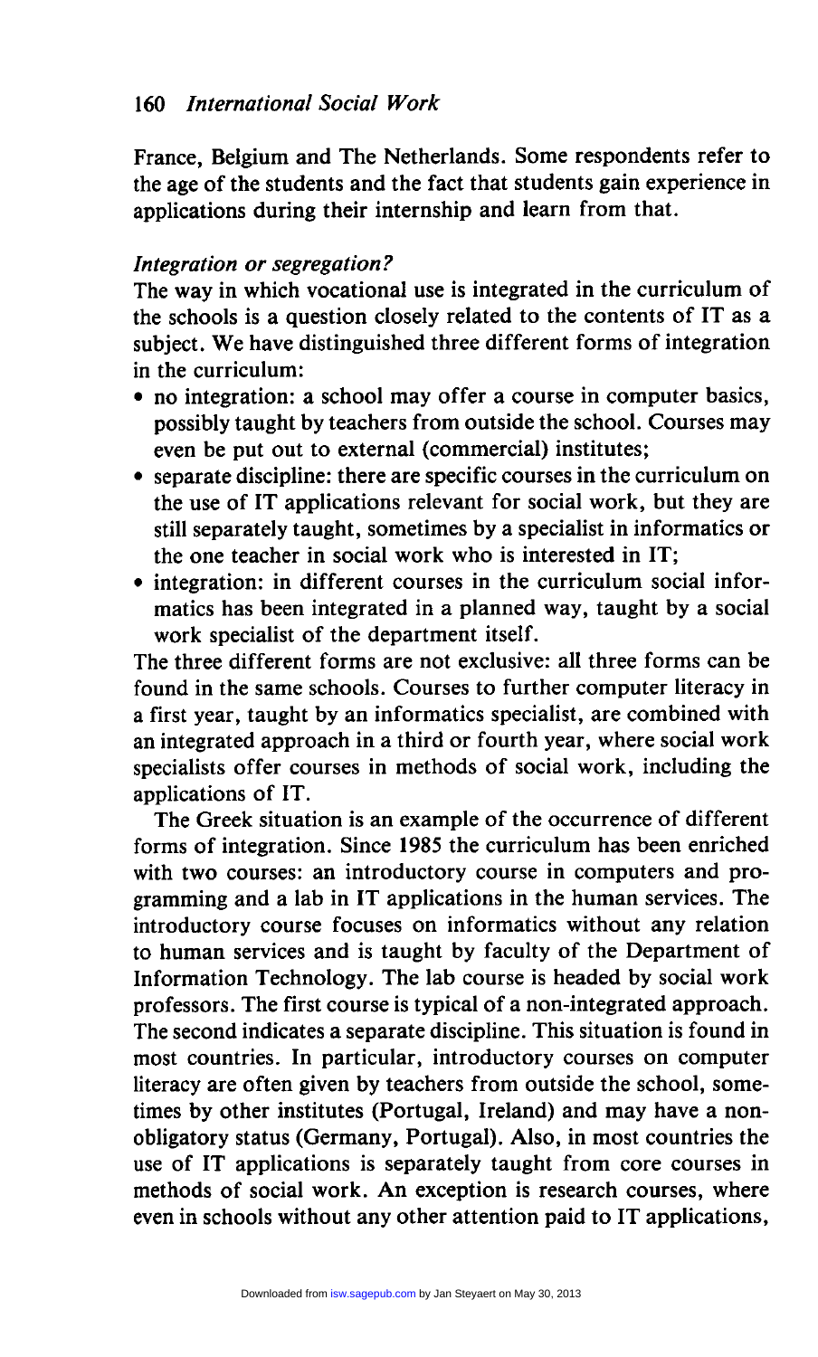France, Belgium and The Netherlands. Some respondents refer to the age of the students and the fact that students gain experience in applications during their internship and learn from that.

*Integration or segregation?*

The way in which vocational use is integrated in the curriculum of the schools is a question closely related to the contents of IT as a subject. We have distinguished three different forms of integration in the curriculum:

- no integration: a school may offer a course in computer basics, possibly taught by teachers from outside the school. Courses may even be put out to external (commercial) institutes;
- separate discipline: there are specific courses in the curriculum on the use of IT applications relevant for social work, but they are still separately taught, sometimes by a specialist in informatics or the one teacher in social work who is interested in IT;
- integration: in different courses in the curriculum social informatics has been integrated in a planned way, taught by a social work specialist of the department itself.

The three different forms are not exclusive: all three forms can be found in the same schools. Courses to further computer literacy in a first year, taught by an informatics specialist, are combined with an integrated approach in a third or fourth year, where social work specialists offer courses in methods of social work, including the applications of IT.

The Greek situation is an example of the occurrence of different forms of integration. Since 1985 the curriculum has been enriched with two courses: an introductory course in computers and programming and a lab in IT applications in the human services. The introductory course focuses on informatics without any relation to human services and is taught by faculty of the Department of Information Technology. The lab course is headed by social work professors. The first course is typical of a non-integrated approach. The second indicates a separate discipline. This situation is found in most countries. In particular, introductory courses on computer literacy are often given by teachers from outside the school, sometimes by other institutes (Portugal, Ireland) and may have a non-obligatory status (Germany, Portugal). Also, in most countries the use of IT applications is separately taught from core courses in methods of social work. An exception is research courses, where even in schools without any other attention paid to IT applications,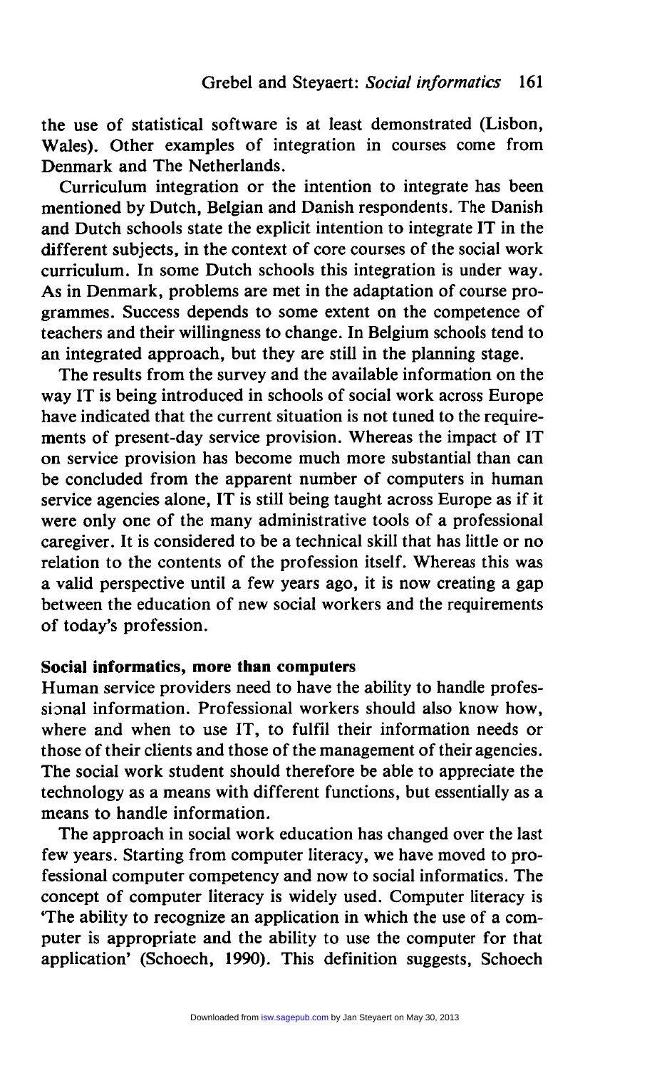the use of statistical software is at least demonstrated (Lisbon, Wales). Other examples of integration in courses come from Denmark and The Netherlands.

Curriculum integration or the intention to integrate has been mentioned by Dutch, Belgian and Danish respondents. The Danish and Dutch schools state the explicit intention to integrate IT in the different subjects, in the context of core courses of the social work curriculum. In some Dutch schools this integration is under way. As in Denmark, problems are met in the adaptation of course programmes. Success depends to some extent on the competence of teachers and their willingness to change. In Belgium schools tend to an integrated approach, but they are still in the planning stage.

The results from the survey and the available information on the way IT is being introduced in schools of social work across Europe have indicated that the current situation is not tuned to the requirements of present-day service provision. Whereas the impact of IT on service provision has become much more substantial than can be concluded from the apparent number of computers in human service agencies alone, IT is still being taught across Europe as if it were only one of the many administrative tools of a professional caregiver. It is considered to be a technical skill that has little or no relation to the contents of the profession itself. Whereas this was a valid perspective until a few years ago, it is now creating a gap between the education of new social workers and the requirements of today's profession.

## Social informatics, more than computers

Human service providers need to have the ability to handle professional information. Professional workers should also know how, where and when to use IT, to fulfil their information needs or those of their clients and those of the management of their agencies. The social work student should therefore be able to appreciate the technology as a means with different functions, but essentially as a means to handle information.

The approach in social work education has changed over the last few years. Starting from computer literacy, we have moved to professional computer competency and now to social informatics. The concept of computer literacy is widely used. Computer literacy is 'The ability to recognize an application in which the use of a computer is appropriate and the ability to use the computer for that application' (Schoech, 1990). This definition suggests, Schoech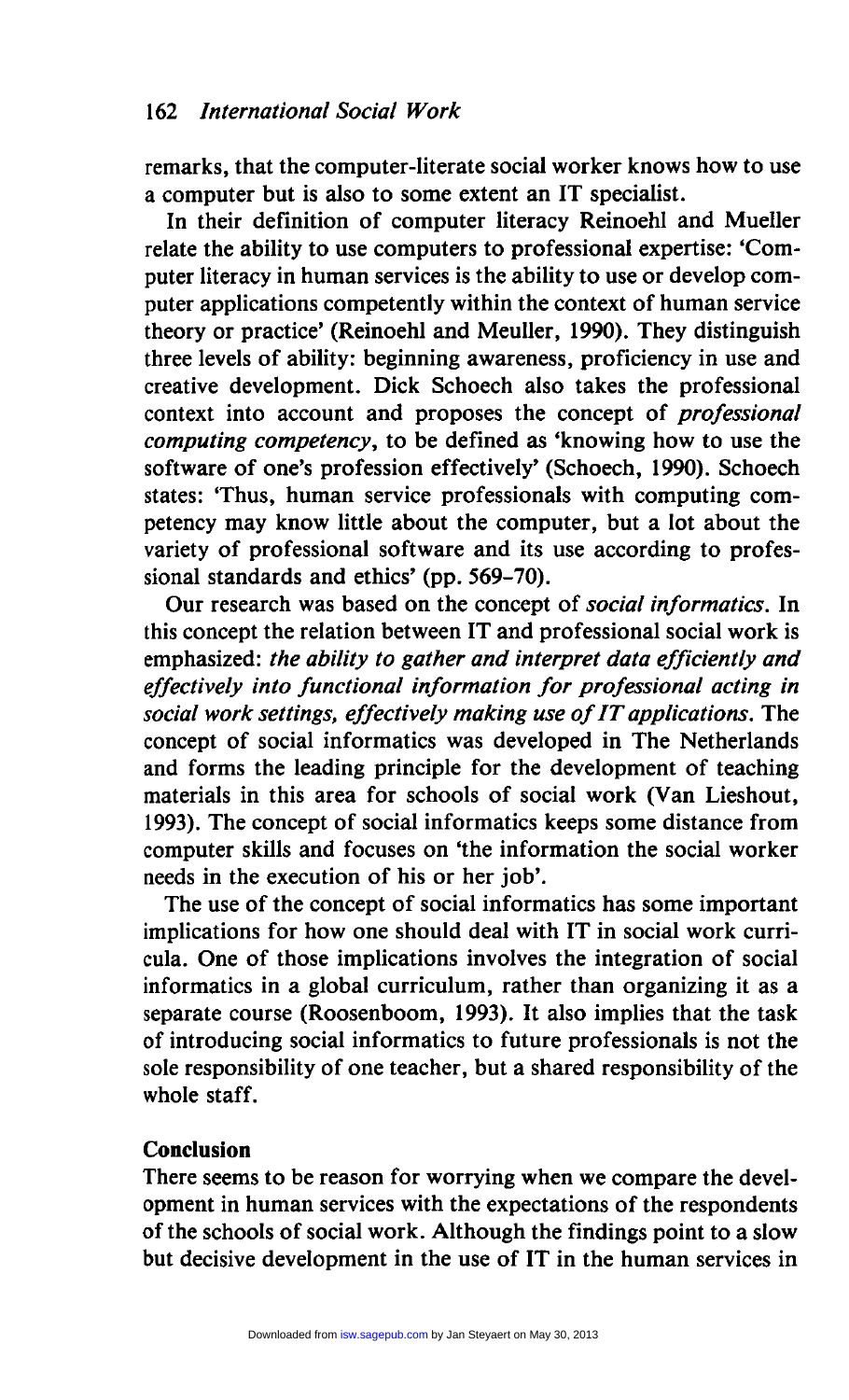remarks, that the computer-literate social worker knows how to use a computer but is also to some extent an IT specialist.

In their definition of computer literacy Reinoehl and Mueller relate the ability to use computers to professional expertise: 'Computer literacy in human services is the ability to use or develop computer applications competently within the context of human service theory or practice' (Reinoehl and Meuller, 1990). They distinguish three levels of ability: beginning awareness, proficiency in use and creative development. Dick Schoech also takes the professional context into account and proposes the concept of *professional computing competency*, to be defined as 'knowing how to use the software of one's profession effectively' (Schoech, 1990). Schoech states: 'Thus, human service professionals with computing competency may know little about the computer, but a lot about the variety of professional software and its use according to professional standards and ethics' (pp. 569–70).

Our research was based on the concept of *social informatics*. In this concept the relation between IT and professional social work is emphasized: *the ability to gather and interpret data efficiently and effectively into functional information for professional acting in social work settings, effectively making use of IT applications*. The concept of social informatics was developed in The Netherlands and forms the leading principle for the development of teaching materials in this area for schools of social work (Van Lieshout, 1993). The concept of social informatics keeps some distance from computer skills and focuses on 'the information the social worker needs in the execution of his or her job'.

The use of the concept of social informatics has some important implications for how one should deal with IT in social work curricula. One of those implications involves the integration of social informatics in a global curriculum, rather than organizing it as a separate course (Roosenboom, 1993). It also implies that the task of introducing social informatics to future professionals is not the sole responsibility of one teacher, but a shared responsibility of the whole staff.

## Conclusion

There seems to be reason for worrying when we compare the development in human services with the expectations of the respondents of the schools of social work. Although the findings point to a slow but decisive development in the use of IT in the human services in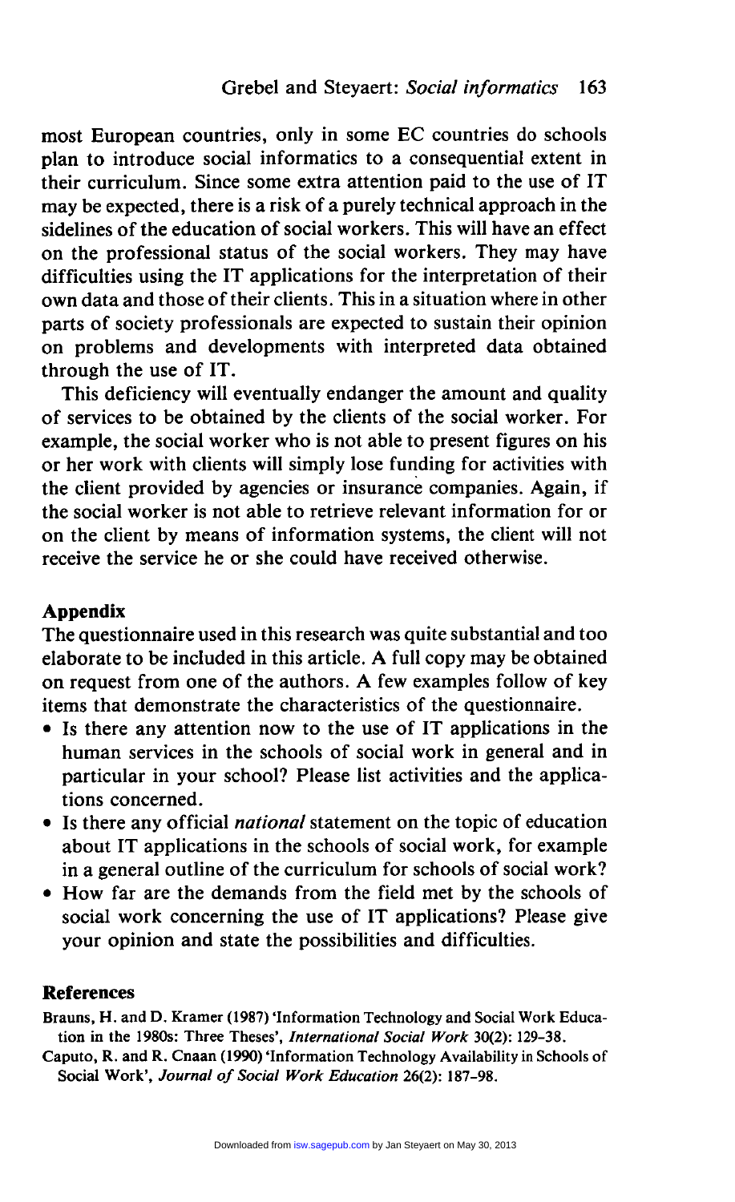most European countries, only in some EC countries do schools plan to introduce social informatics to a consequential extent in their curriculum. Since some extra attention paid to the use of IT may be expected, there is a risk of a purely technical approach in the sidelines of the education of social workers. This will have an effect on the professional status of the social workers. They may have difficulties using the IT applications for the interpretation of their own data and those of their clients. This in a situation where in other parts of society professionals are expected to sustain their opinion on problems and developments with interpreted data obtained through the use of IT.

This deficiency will eventually endanger the amount and quality of services to be obtained by the clients of the social worker. For example, the social worker who is not able to present figures on his or her work with clients will simply lose funding for activities with the client provided by agencies or insurance companies. Again, if the social worker is not able to retrieve relevant information for or on the client by means of information systems, the client will not receive the service he or she could have received otherwise.

## Appendix

The questionnaire used in this research was quite substantial and too elaborate to be included in this article. A full copy may be obtained on request from one of the authors. A few examples follow of key items that demonstrate the characteristics of the questionnaire.

- Is there any attention now to the use of IT applications in the human services in the schools of social work in general and in particular in your school? Please list activities and the applications concerned.
- Is there any official *national* statement on the topic of education about IT applications in the schools of social work, for example in a general outline of the curriculum for schools of social work?
- How far are the demands from the field met by the schools of social work concerning the use of IT applications? Please give your opinion and state the possibilities and difficulties.

## References

Brauns, H. and D. Kramer (1987) 'Information Technology and Social Work Education in the 1980s: Three Theses', *International Social Work* 30(2): 129–38.

Caputo, R. and R. Cnaan (1990) 'Information Technology Availability in Schools of Social Work', *Journal of Social Work Education* 26(2): 187–98.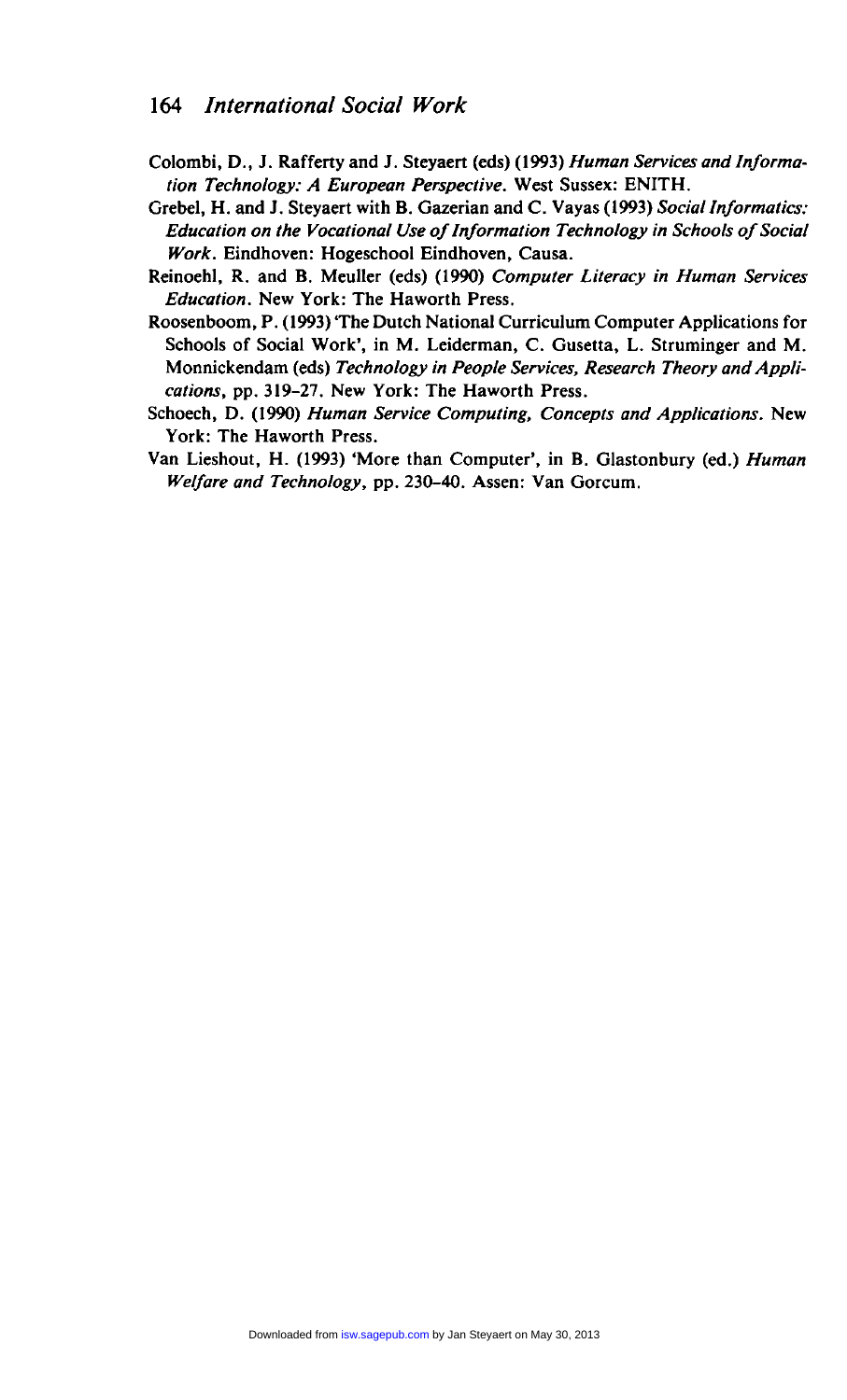Colombi, D., J. Rafferty and J. Steyaert (eds) (1993) *Human Services and Information Technology: A European Perspective*. West Sussex: ENITH.

Grebel, H. and J. Steyaert with B. Gazerian and C. Vayas (1993) *Social Informatics: Education on the Vocational Use of Information Technology in Schools of Social Work*. Eindhoven: Hogeschool Eindhoven, Causa.

Reinoehl, R. and B. Meuller (eds) (1990) *Computer Literacy in Human Services Education*. New York: The Haworth Press.

Roosenboom, P. (1993) 'The Dutch National Curriculum Computer Applications for Schools of Social Work', in M. Leiderman, C. Gusetta, L. Struminger and M. Monnickendam (eds) *Technology in People Services, Research Theory and Applications*, pp. 319–27. New York: The Haworth Press.

Schoech, D. (1990) *Human Service Computing, Concepts and Applications*. New York: The Haworth Press.

Van Lieshout, H. (1993) 'More than Computer', in B. Glastonbury (ed.) *Human Welfare and Technology*, pp. 230–40. Assen: Van Gorcum.